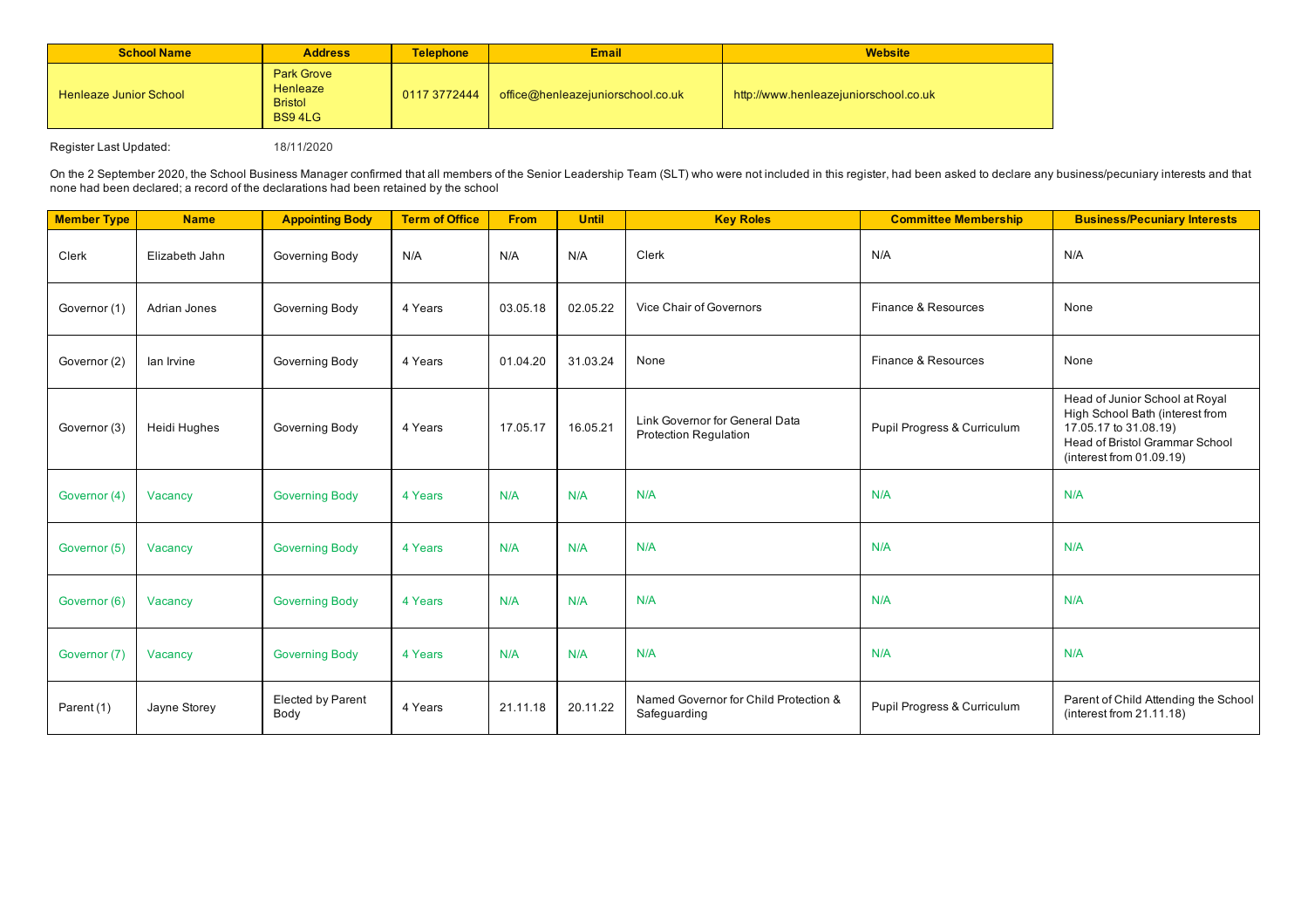| School Name | Address | Telephone | Email | Website |
| --- | --- | --- | --- | --- |
| Henleaze Junior School | Park Grove<br>Henleaze<br>Bristol<br>BS9 4LG | 0117 3772444 | office@henleazejuniorschool.co.uk | http://www.henleazejuniorschool.co.uk |

Register Last Updated: 18/11/2020

On the 2 September 2020, the School Business Manager confirmed that all members of the Senior Leadership Team (SLT) who were not included in this register, had been asked to declare any business/pecuniary interests and that none had been declared; a record of the declarations had been retained by the school

| Member Type | Name | Appointing Body | Term of Office | From | Until | Key Roles | Committee Membership | Business/Pecuniary Interests |
| --- | --- | --- | --- | --- | --- | --- | --- | --- |
| Clerk | Elizabeth Jahn | Governing Body | N/A | N/A | N/A | Clerk | N/A | N/A |
| Governor (1) | Adrian Jones | Governing Body | 4 Years | 03.05.18 | 02.05.22 | Vice Chair of Governors | Finance & Resources | None |
| Governor (2) | Ian Irvine | Governing Body | 4 Years | 01.04.20 | 31.03.24 | None | Finance & Resources | None |
| Governor (3) | Heidi Hughes | Governing Body | 4 Years | 17.05.17 | 16.05.21 | Link Governor for General Data Protection Regulation | Pupil Progress & Curriculum | Head of Junior School at Royal High School Bath (interest from 17.05.17 to 31.08.19)<br>Head of Bristol Grammar School (interest from 01.09.19) |
| Governor (4) | Vacancy | Governing Body | 4 Years | N/A | N/A | N/A | N/A | N/A |
| Governor (5) | Vacancy | Governing Body | 4 Years | N/A | N/A | N/A | N/A | N/A |
| Governor (6) | Vacancy | Governing Body | 4 Years | N/A | N/A | N/A | N/A | N/A |
| Governor (7) | Vacancy | Governing Body | 4 Years | N/A | N/A | N/A | N/A | N/A |
| Parent (1) | Jayne Storey | Elected by Parent Body | 4 Years | 21.11.18 | 20.11.22 | Named Governor for Child Protection & Safeguarding | Pupil Progress & Curriculum | Parent of Child Attending the School (interest from 21.11.18) |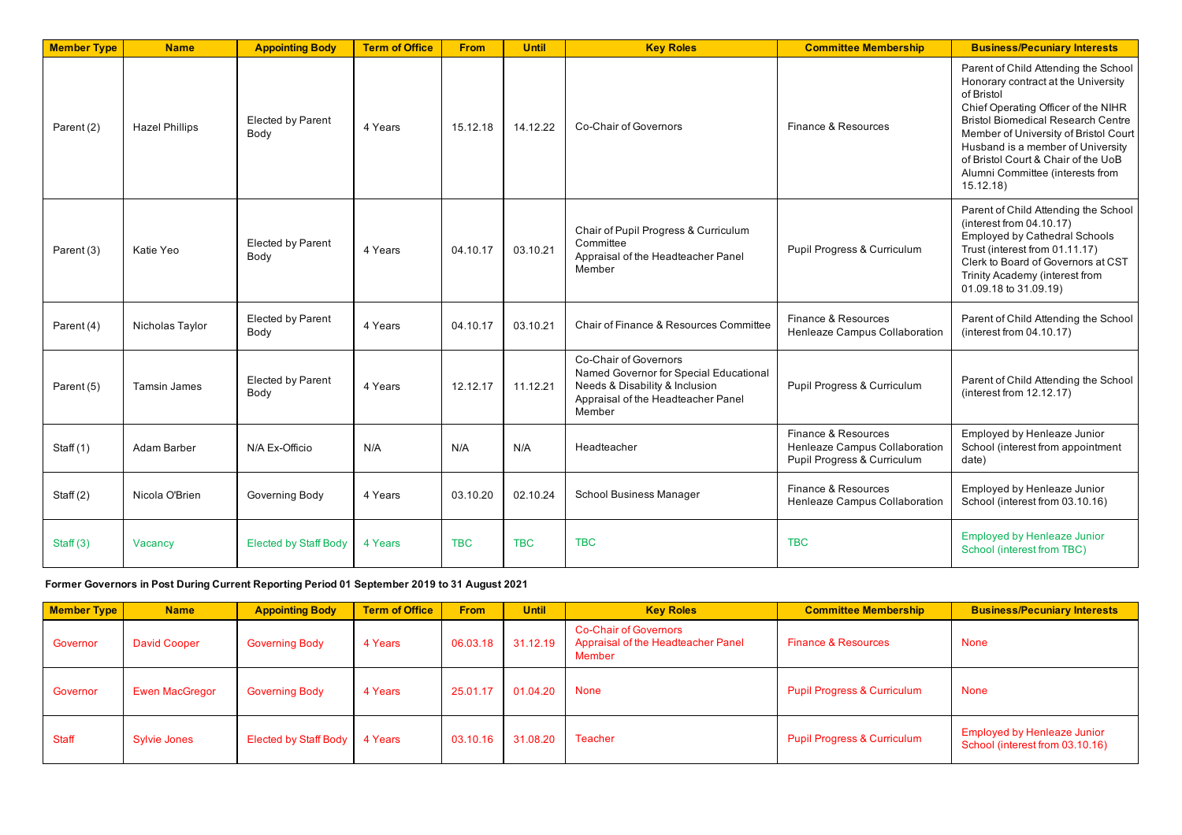| Member Type | Name | Appointing Body | Term of Office | From | Until | Key Roles | Committee Membership | Business/Pecuniary Interests |
|---|---|---|---|---|---|---|---|---|
| Parent (2) | Hazel Phillips | Elected by Parent Body | 4 Years | 15.12.18 | 14.12.22 | Co-Chair of Governors | Finance & Resources | Parent of Child Attending the School<br>Honorary contract at the University of Bristol<br>Chief Operating Officer of the NIHR Bristol Biomedical Research Centre<br>Member of University of Bristol Court<br>Husband is a member of University of Bristol Court & Chair of the UoB Alumni Committee (interests from 15.12.18) |
| Parent (3) | Katie Yeo | Elected by Parent Body | 4 Years | 04.10.17 | 03.10.21 | Chair of Pupil Progress & Curriculum Committee<br>Appraisal of the Headteacher Panel Member | Pupil Progress & Curriculum | Parent of Child Attending the School (interest from 04.10.17)<br>Employed by Cathedral Schools Trust (interest from 01.11.17)<br>Clerk to Board of Governors at CST Trinity Academy (interest from 01.09.18 to 31.09.19) |
| Parent (4) | Nicholas Taylor | Elected by Parent Body | 4 Years | 04.10.17 | 03.10.21 | Chair of Finance & Resources Committee | Finance & Resources<br>Henleaze Campus Collaboration | Parent of Child Attending the School (interest from 04.10.17) |
| Parent (5) | Tamsin James | Elected by Parent Body | 4 Years | 12.12.17 | 11.12.21 | Co-Chair of Governors<br>Named Governor for Special Educational Needs & Disability & Inclusion<br>Appraisal of the Headteacher Panel Member | Pupil Progress & Curriculum | Parent of Child Attending the School (interest from 12.12.17) |
| Staff (1) | Adam Barber | N/A Ex-Officio | N/A | N/A | N/A | Headteacher | Finance & Resources<br>Henleaze Campus Collaboration<br>Pupil Progress & Curriculum | Employed by Henleaze Junior School (interest from appointment date) |
| Staff (2) | Nicola O'Brien | Governing Body | 4 Years | 03.10.20 | 02.10.24 | School Business Manager | Finance & Resources<br>Henleaze Campus Collaboration | Employed by Henleaze Junior School (interest from 03.10.16) |
| Staff (3) | Vacancy | Elected by Staff Body | 4 Years | TBC | TBC | TBC | TBC | Employed by Henleaze Junior School (interest from TBC) |

**Former Governors in Post During Current Reporting Period 01 September 2019 to 31 August 2021**

| Member Type | Name | Appointing Body | Term of Office | From | Until | Key Roles | Committee Membership | Business/Pecuniary Interests |
|---|---|---|---|---|---|---|---|---|
| Governor | David Cooper | Governing Body | 4 Years | 06.03.18 | 31.12.19 | Co-Chair of Governors<br>Appraisal of the Headteacher Panel Member | Finance & Resources | None |
| Governor | Ewen MacGregor | Governing Body | 4 Years | 25.01.17 | 01.04.20 | None | Pupil Progress & Curriculum | None |
| Staff | Sylvie Jones | Elected by Staff Body | 4 Years | 03.10.16 | 31.08.20 | Teacher | Pupil Progress & Curriculum | Employed by Henleaze Junior School (interest from 03.10.16) |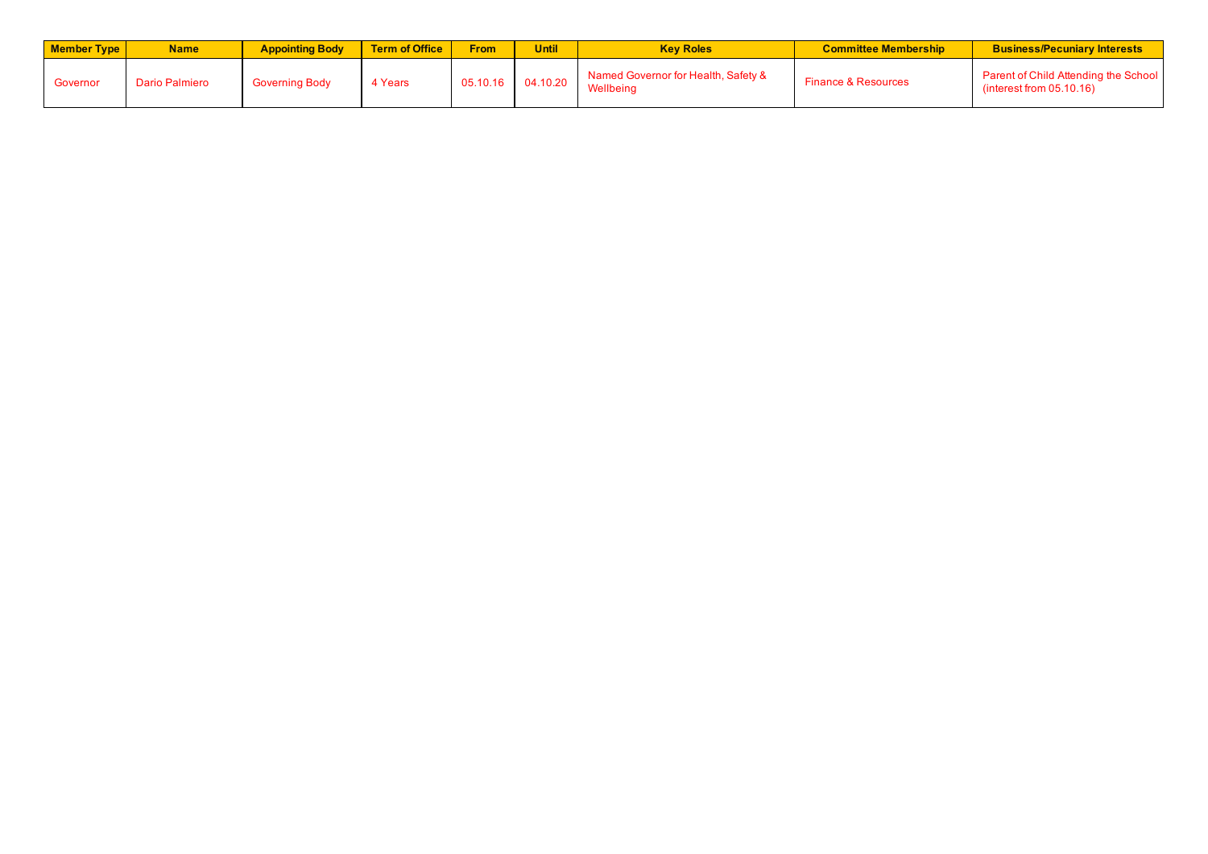| Member Type | Name | Appointing Body | Term of Office | From | Until | Key Roles | Committee Membership | Business/Pecuniary Interests |
| --- | --- | --- | --- | --- | --- | --- | --- | --- |
| Governor | Dario Palmiero | Governing Body | 4 Years | 05.10.16 | 04.10.20 | Named Governor for Health, Safety & Wellbeing | Finance & Resources | Parent of Child Attending the School (interest from 05.10.16) |